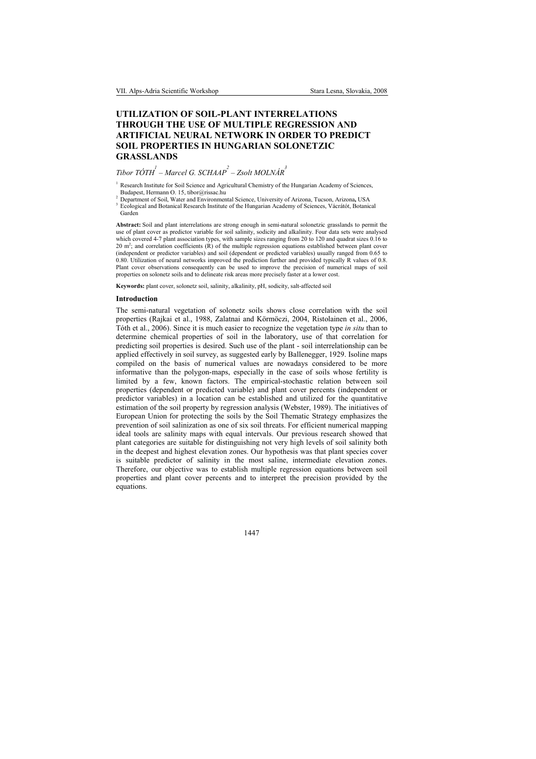# UTILIZATION OF SOIL-PLANT INTERRELATIONS THROUGH THE USE OF MULTIPLE REGRESSION AND ARTIFICIAL NEURAL NETWORK IN ORDER TO PREDICT SOIL PROPERTIES IN HUNGARIAN SOLONETZIC GRASSLANDS

*Tibor TÓTH[1] – Marcel G. SCHAAP[2] – Zsolt MOLNÁR[3]*

[1] Research Institute for Soil Science and Agricultural Chemistry of the Hungarian Academy of Sciences, Budapest, Hermann O. 15, tibor@rissac.hu

[2] Department of Soil, Water and Environmental Science, University of Arizona, Tucson, Arizona, USA

[3] Ecological and Botanical Research Institute of the Hungarian Academy of Sciences, Vácrátót, Botanical Garden

**Abstract:** Soil and plant interrelations are strong enough in semi-natural solonetzic grasslands to permit the use of plant cover as predictor variable for soil salinity, sodicity and alkalinity. Four data sets were analysed which covered 4-7 plant association types, with sample sizes ranging from 20 to 120 and quadrat sizes 0.16 to 20 $m^2$; and correlation coefficients (R) of the multiple regression equations established between plant cover (independent or predictor variables) and soil (dependent or predicted variables) usually ranged from 0.65 to 0.80. Utilization of neural networks improved the prediction further and provided typically R values of 0.8. Plant cover observations consequently can be used to improve the precision of numerical maps of soil properties on solonetz soils and to delineate risk areas more precisely faster at a lower cost.

**Keywords:** plant cover, solonetz soil, salinity, alkalinity, pH, sodicity, salt-affected soil

## Introduction

The semi-natural vegetation of solonetz soils shows close correlation with the soil properties (Rajkai et al., 1988, Zalatnai and Körmöczi, 2004, Ristolainen et al., 2006, Tóth et al., 2006). Since it is much easier to recognize the vegetation type *in situ* than to determine chemical properties of soil in the laboratory, use of that correlation for predicting soil properties is desired. Such use of the plant - soil interrelationship can be applied effectively in soil survey, as suggested early by Ballenegger, 1929. Isoline maps compiled on the basis of numerical values are nowadays considered to be more informative than the polygon-maps, especially in the case of soils whose fertility is limited by a few, known factors. The empirical-stochastic relation between soil properties (dependent or predicted variable) and plant cover percents (independent or predictor variables) in a location can be established and utilized for the quantitative estimation of the soil property by regression analysis (Webster, 1989). The initiatives of European Union for protecting the soils by the Soil Thematic Strategy emphasizes the prevention of soil salinization as one of six soil threats. For efficient numerical mapping ideal tools are salinity maps with equal intervals. Our previous research showed that plant categories are suitable for distinguishing not very high levels of soil salinity both in the deepest and highest elevation zones. Our hypothesis was that plant species cover is suitable predictor of salinity in the most saline, intermediate elevation zones. Therefore, our objective was to establish multiple regression equations between soil properties and plant cover percents and to interpret the precision provided by the equations.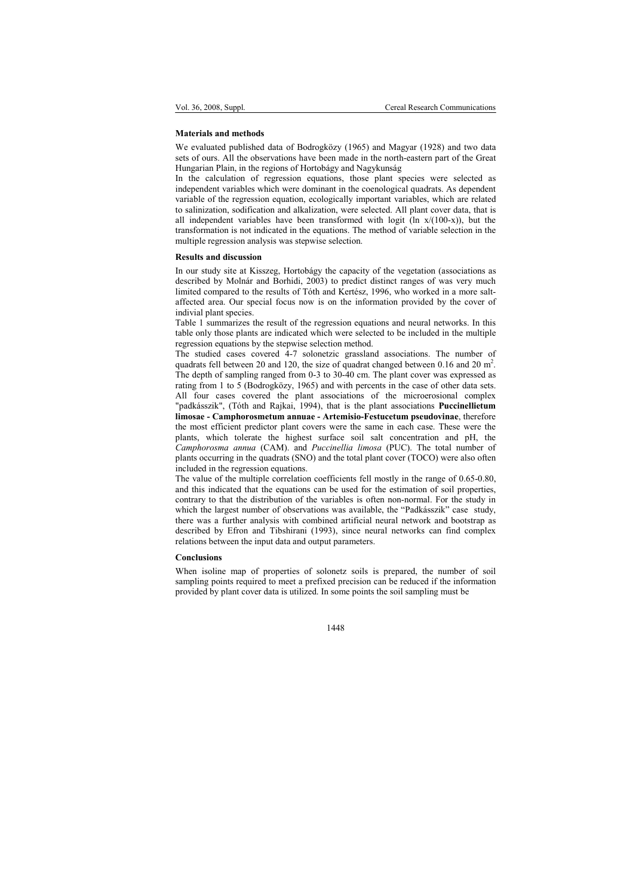### Materials and methods

We evaluated published data of Bodrogközy (1965) and Magyar (1928) and two data sets of ours. All the observations have been made in the north-eastern part of the Great Hungarian Plain, in the regions of Hortobágy and Nagykunság

In the calculation of regression equations, those plant species were selected as independent variables which were dominant in the coenological quadrats. As dependent variable of the regression equation, ecologically important variables, which are related to salinization, sodification and alkalization, were selected. All plant cover data, that is all independent variables have been transformed with logit ($\ln x/(100-x)$), but the transformation is not indicated in the equations. The method of variable selection in the multiple regression analysis was stepwise selection.

### Results and discussion

In our study site at Kisszeg, Hortobágy the capacity of the vegetation (associations as described by Molnár and Borhidi, 2003) to predict distinct ranges of was very much limited compared to the results of Tóth and Kertész, 1996, who worked in a more salt-affected area. Our special focus now is on the information provided by the cover of indivial plant species.

Table 1 summarizes the result of the regression equations and neural networks. In this table only those plants are indicated which were selected to be included in the multiple regression equations by the stepwise selection method.

The studied cases covered 4-7 solonetzic grassland associations. The number of quadrats fell between 20 and 120, the size of quadrat changed between 0.16 and 20 $m^2$. The depth of sampling ranged from 0-3 to 30-40 cm. The plant cover was expressed as rating from 1 to 5 (Bodrogközy, 1965) and with percents in the case of other data sets. All four cases covered the plant associations of the microerosional complex "padkásszik", (Tóth and Rajkai, 1994), that is the plant associations **Puccinellietum limosae - Camphorosmetum annuae - Artemisio-Festucetum pseudovinae**, therefore the most efficient predictor plant covers were the same in each case. These were the plants, which tolerate the highest surface soil salt concentration and pH, the *Camphorosma annua* (CAM). and *Puccinellia limosa* (PUC). The total number of plants occurring in the quadrats (SNO) and the total plant cover (TOCO) were also often included in the regression equations.

The value of the multiple correlation coefficients fell mostly in the range of 0.65-0.80, and this indicated that the equations can be used for the estimation of soil properties, contrary to that the distribution of the variables is often non-normal. For the study in which the largest number of observations was available, the "Padkásszik" case study, there was a further analysis with combined artificial neural network and bootstrap as described by Efron and Tibshirani (1993), since neural networks can find complex relations between the input data and output parameters.

### Conclusions

When isoline map of properties of solonetz soils is prepared, the number of soil sampling points required to meet a prefixed precision can be reduced if the information provided by plant cover data is utilized. In some points the soil sampling must be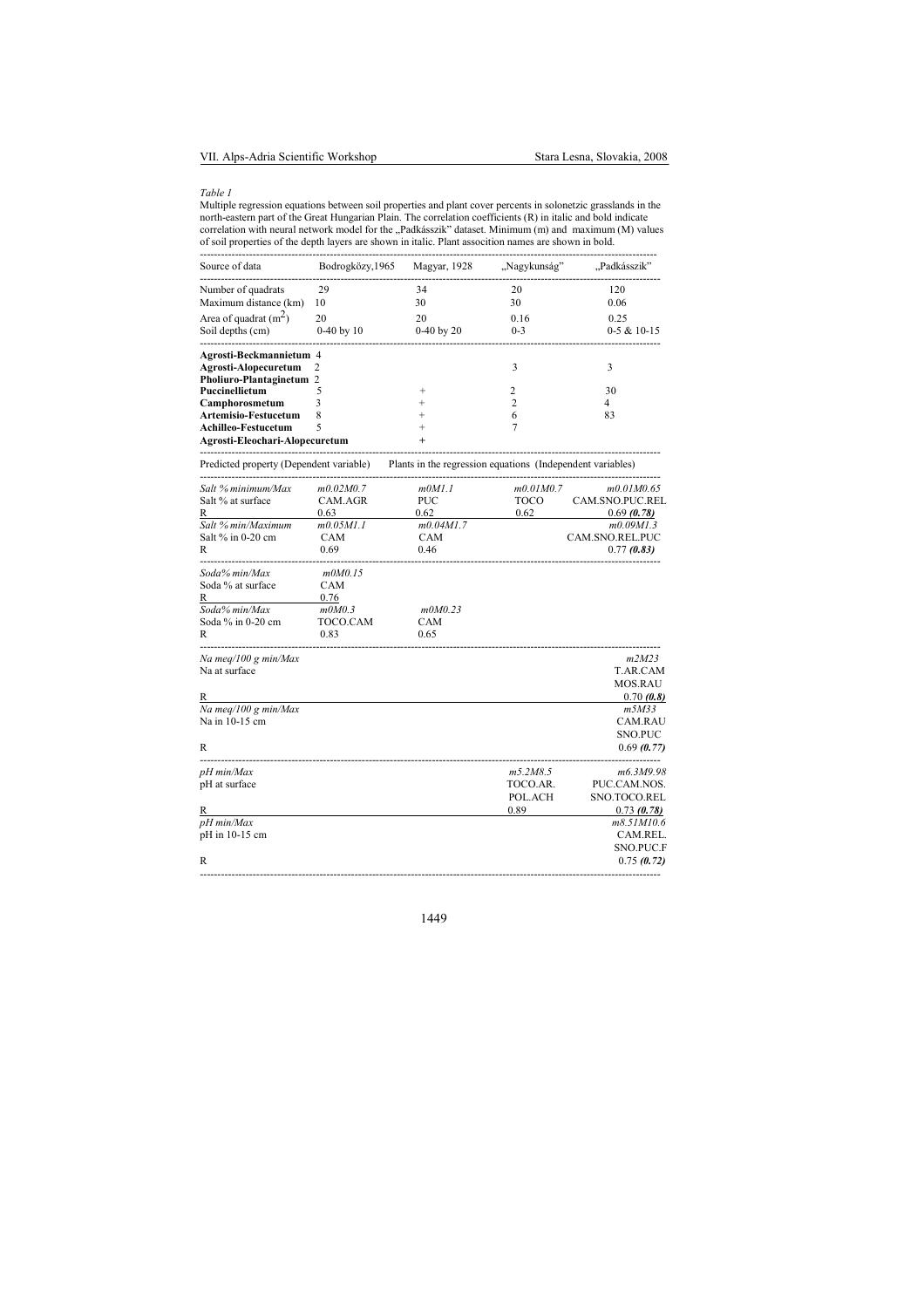*Table 1*

Multiple regression equations between soil properties and plant cover percents in solonetzic grasslands in the north-eastern part of the Great Hungarian Plain. The correlation coefficients (R) in italic and bold indicate correlation with neural network model for the „Padkásszik" dataset. Minimum (m) and maximum (M) values of soil properties of the depth layers are shown in italic. Plant assocition names are shown in bold.

| Source of data | Bodrogközy,1965 | Magyar, 1928 | „Nagykunság" | „Padkásszik" |
|---|---|---|---|---|
| Number of quadrats | 29 | 34 | 20 | 120 |
| Maximum distance (km) | 10 | 30 | 30 | 0.06 |
| Area of quadrat ($m^2$) | 20 | 20 | 0.16 | 0.25 |
| Soil depths (cm) | 0-40 by 10 | 0-40 by 20 | 0-3 | 0-5 & 10-15 |
| **Agrosti-Beckmannietum** | 4 | | | |
| **Agrosti-Alopecuretum** | 2 | | 3 | 3 |
| **Pholiuro-Plantaginetum** | 2 | | | |
| **Puccinellietum** | 5 | + | 2 | 30 |
| **Camphorosmetum** | 3 | + | 2 | 4 |
| **Artemisio-Festucetum** | 8 | + | 6 | 83 |
| **Achilleo-Festucetum** | 5 | + | 7 | |
| **Agrosti-Eleochari-Alopecuretum** | | + | | |
| Predicted property (Dependent variable) | Plants in the regression equations (Independent variables) | | | |
| *Salt % minimum/Max* | *m0.02M0.7* | *m0M1.1* | *m0.01M0.7* | *m0.01M0.65* |
| Salt % at surface | CAM.AGR | PUC | TOCO | CAM.SNO.PUC.REL |
| R | 0.63 | 0.62 | 0.62 | 0.69 ***(0.78)*** |
| *Salt % min/Maximum* | *m0.05M1.1* | *m0.04M1.7* | | *m0.09M1.3* |
| Salt % in 0-20 cm | CAM | CAM | | CAM.SNO.REL.PUC |
| R | 0.69 | 0.46 | | 0.77 ***(0.83)*** |
| *Soda% min/Max* | *m0M0.15* | | | |
| Soda % at surface | CAM | | | |
| R | 0.76 | | | |
| *Soda% min/Max* | *m0M0.3* | *m0M0.23* | | |
| Soda % in 0-20 cm | TOCO.CAM | CAM | | |
| R | 0.83 | 0.65 | | |
| *Na meq/100 g min/Max* | | | | *m2M23* |
| Na at surface | | | | T.AR.CAM MOS.RAU |
| R | | | | 0.70 ***(0.8)*** |
| *Na meq/100 g min/Max* | | | | *m5M33* |
| Na in 10-15 cm | | | | CAM.RAU SNO.PUC |
| R | | | | 0.69 ***(0.77)*** |
| *pH min/Max* | | | *m5.2M8.5* | *m6.3M9.98* |
| pH at surface | | | TOCO.AR. POL.ACH | PUC.CAM.NOS. SNO.TOCO.REL |
| R | | | 0.89 | 0.73 ***(0.78)*** |
| *pH min/Max* | | | | *m8.51M10.6* |
| pH in 10-15 cm | | | | CAM.REL. SNO.PUC.F |
| R | | | | 0.75 ***(0.72)*** |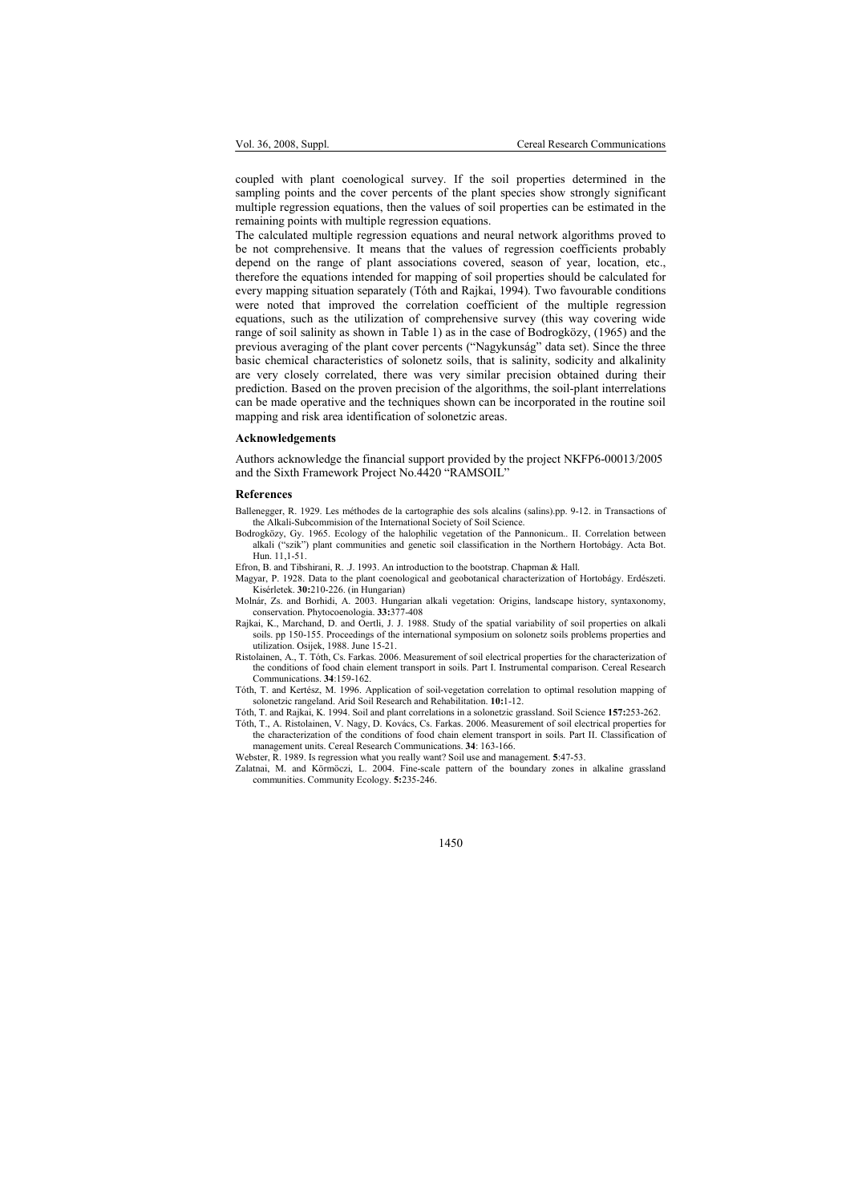coupled with plant coenological survey. If the soil properties determined in the sampling points and the cover percents of the plant species show strongly significant multiple regression equations, then the values of soil properties can be estimated in the remaining points with multiple regression equations.

The calculated multiple regression equations and neural network algorithms proved to be not comprehensive. It means that the values of regression coefficients probably depend on the range of plant associations covered, season of year, location, etc., therefore the equations intended for mapping of soil properties should be calculated for every mapping situation separately (Tóth and Rajkai, 1994). Two favourable conditions were noted that improved the correlation coefficient of the multiple regression equations, such as the utilization of comprehensive survey (this way covering wide range of soil salinity as shown in Table 1) as in the case of Bodrogközy, (1965) and the previous averaging of the plant cover percents ("Nagykunság" data set). Since the three basic chemical characteristics of solonetz soils, that is salinity, sodicity and alkalinity are very closely correlated, there was very similar precision obtained during their prediction. Based on the proven precision of the algorithms, the soil-plant interrelations can be made operative and the techniques shown can be incorporated in the routine soil mapping and risk area identification of solonetzic areas.

### Acknowledgements

Authors acknowledge the financial support provided by the project NKFP6-00013/2005 and the Sixth Framework Project No.4420 "RAMSOIL"

### References

Ballenegger, R. 1929. Les méthodes de la cartographie des sols alcalins (salins).pp. 9-12. in Transactions of the Alkali-Subcommision of the International Society of Soil Science.

Bodrogközy, Gy. 1965. Ecology of the halophilic vegetation of the Pannonicum.. II. Correlation between alkali ("szik") plant communities and genetic soil classification in the Northern Hortobágy. Acta Bot. Hun. 11,1-51.

Efron, B. and Tibshirani, R. .J. 1993. An introduction to the bootstrap. Chapman & Hall.

Magyar, P. 1928. Data to the plant coenological and geobotanical characterization of Hortobágy. Erdészeti. Kisérletek. **30:**210-226. (in Hungarian)

Molnár, Zs. and Borhidi, A. 2003. Hungarian alkali vegetation: Origins, landscape history, syntaxonomy, conservation. Phytocoenologia. **33:**377-408

Rajkai, K., Marchand, D. and Oertli, J. J. 1988. Study of the spatial variability of soil properties on alkali soils. pp 150-155. Proceedings of the international symposium on solonetz soils problems properties and utilization. Osijek, 1988. June 15-21.

Ristolainen, A., T. Tóth, Cs. Farkas. 2006. Measurement of soil electrical properties for the characterization of the conditions of food chain element transport in soils. Part I. Instrumental comparison. Cereal Research Communications. **34**:159-162.

Tóth, T. and Kertész, M. 1996. Application of soil-vegetation correlation to optimal resolution mapping of solonetzic rangeland. Arid Soil Research and Rehabilitation. **10:**1-12.

Tóth, T. and Rajkai, K. 1994. Soil and plant correlations in a solonetzic grassland. Soil Science **157:**253-262.

Tóth, T., A. Ristolainen, V. Nagy, D. Kovács, Cs. Farkas. 2006. Measurement of soil electrical properties for the characterization of the conditions of food chain element transport in soils. Part II. Classification of management units. Cereal Research Communications. **34**: 163-166.

Webster, R. 1989. Is regression what you really want? Soil use and management. **5**:47-53.

Zalatnai, M. and Körmöczi, L. 2004. Fine-scale pattern of the boundary zones in alkaline grassland communities. Community Ecology. **5:**235-246.